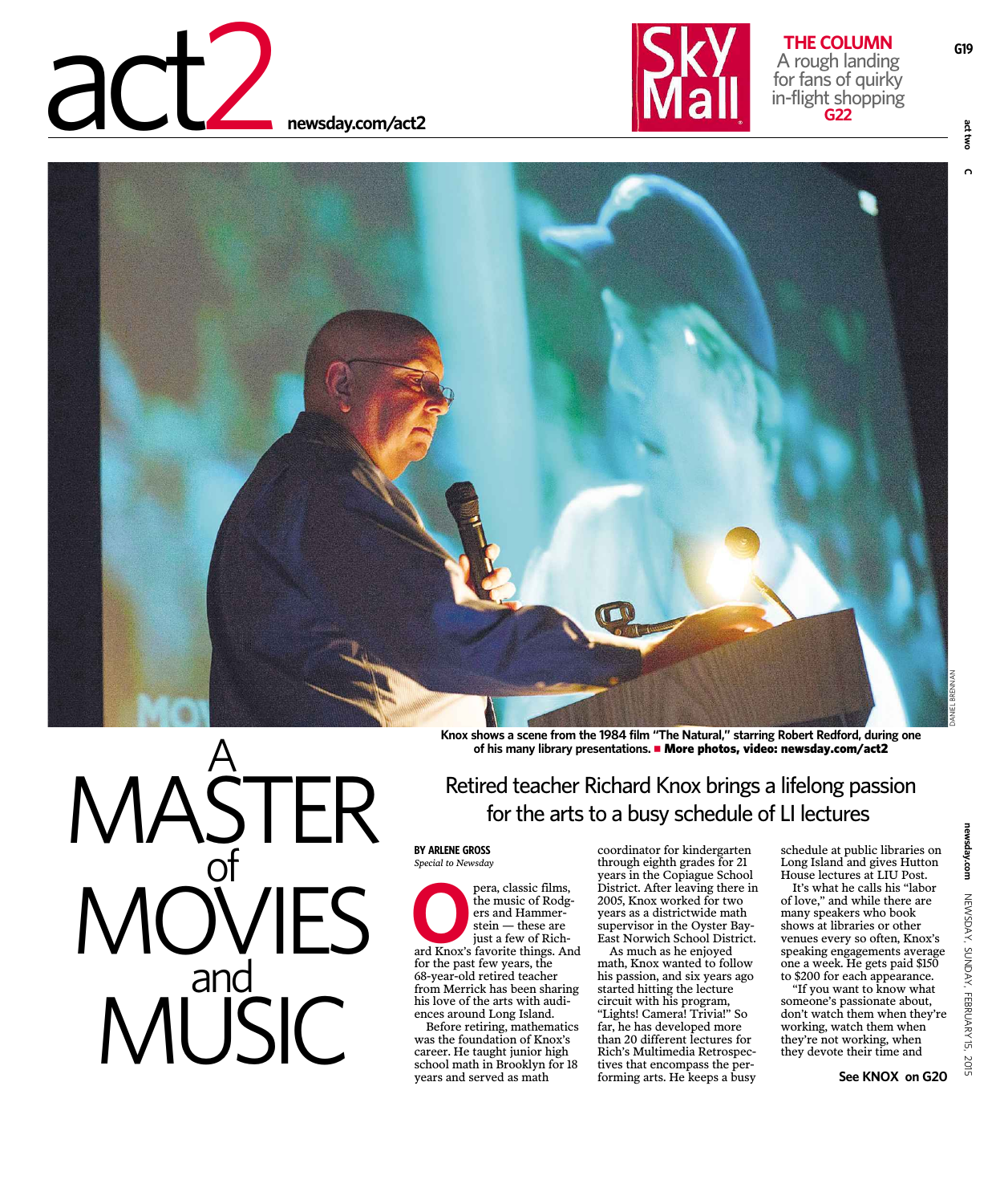act2 newsday.com/act2

**THE COLUMN**
A rough landing for fans of quirky in-flight shopping
**G22**

Knox shows a scene from the 1984 film "The Natural," starring Robert Redford, during one of his many library presentations. ■ **More photos, video: newsday.com/act2**

# A MASTER of MOVIES and MUSIC

## Retired teacher Richard Knox brings a lifelong passion for the arts to a busy schedule of LI lectures

**BY ARLENE GROSS**
*Special to Newsday*

Opera, classic films, the music of Rodgers and Hammerstein — these are just a few of Richard Knox's favorite things. And for the past few years, the 68-year-old retired teacher from Merrick has been sharing his love of the arts with audiences around Long Island.

Before retiring, mathematics was the foundation of Knox's career. He taught junior high school math in Brooklyn for 18 years and served as math coordinator for kindergarten through eighth grades for 21 years in the Copiague School District. After leaving there in 2005, Knox worked for two years as a districtwide math supervisor in the Oyster Bay-East Norwich School District.

As much as he enjoyed math, Knox wanted to follow his passion, and six years ago started hitting the lecture circuit with his program, "Lights! Camera! Trivia!" So far, he has developed more than 20 different lectures for Rich's Multimedia Retrospectives that encompass the performing arts. He keeps a busy schedule at public libraries on Long Island and gives Hutton House lectures at LIU Post.

It's what he calls his "labor of love," and while there are many speakers who book shows at libraries or other venues every so often, Knox's speaking engagements average one a week. He gets paid $150 to $200 for each appearance.

"If you want to know what someone's passionate about, don't watch them when they're working, watch them when they're not working, when they devote their time and

**See KNOX on G20**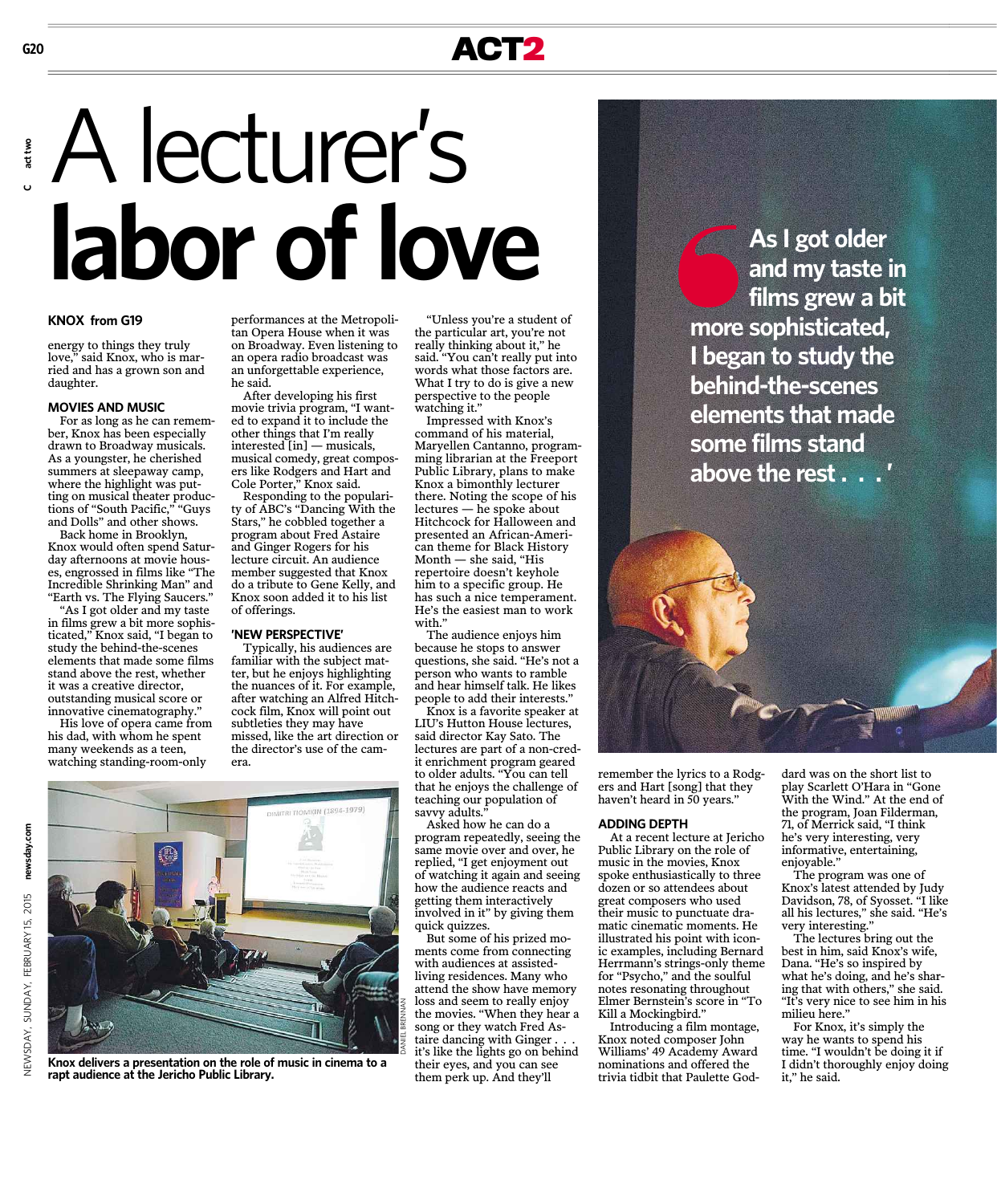// A lecturer's labor of love

# A lecturer's **labor of love**

**KNOX from G19**

energy to things they truly love," said Knox, who is married and has a grown son and daughter.

## MOVIES AND MUSIC

For as long as he can remember, Knox has been especially drawn to Broadway musicals. As a youngster, he cherished summers at sleepaway camp, where the highlight was putting on musical theater productions of "South Pacific," "Guys and Dolls" and other shows.

Back home in Brooklyn, Knox would often spend Saturday afternoons at movie houses, engrossed in films like "The Incredible Shrinking Man" and "Earth vs. The Flying Saucers."

"As I got older and my taste in films grew a bit more sophisticated," Knox said, "I began to study the behind-the-scenes elements that made some films stand above the rest, whether it was a creative director, outstanding musical score or innovative cinematography."

His love of opera came from his dad, with whom he spent many weekends as a teen, watching standing-room-only performances at the Metropolitan Opera House when it was on Broadway. Even listening to an opera radio broadcast was an unforgettable experience, he said.

After developing his first movie trivia program, "I wanted to expand it to include the other things that I'm really interested [in] — musicals, musical comedy, great composers like Rodgers and Hart and Cole Porter," Knox said.

Responding to the popularity of ABC's "Dancing With the Stars," he cobbled together a program about Fred Astaire and Ginger Rogers for his lecture circuit. An audience member suggested that Knox do a tribute to Gene Kelly, and Knox soon added it to his list of offerings.

## 'NEW PERSPECTIVE'

Typically, his audiences are familiar with the subject matter, but he enjoys highlighting the nuances of it. For example, after watching an Alfred Hitchcock film, Knox will point out subtleties they may have missed, like the art direction or the director's use of the camera.

"Unless you're a student of the particular art, you're not really thinking about it," he said. "You can't really put into words what those factors are. What I try to do is give a new perspective to the people watching it."

Impressed with Knox's command of his material, Maryellen Cantanno, programming librarian at the Freeport Public Library, plans to make Knox a bimonthly lecturer there. Noting the scope of his lectures — he spoke about Hitchcock for Halloween and presented an African-American theme for Black History Month — she said, "His repertoire doesn't keyhole him to a specific group. He has such a nice temperament. He's the easiest man to work with."

The audience enjoys him because he stops to answer questions, she said. "He's not a person who wants to ramble and hear himself talk. He likes people to add their interests."

Knox is a favorite speaker at LIU's Hutton House lectures, said director Kay Sato. The lectures are part of a non-credit enrichment program geared to older adults. "You can tell that he enjoys the challenge of teaching our population of savvy adults."

Asked how he can do a program repeatedly, seeing the same movie over and over, he replied, "I get enjoyment out of watching it again and seeing how the audience reacts and getting them interactively involved in it" by giving them quick quizzes.

But some of his prized moments come from connecting with audiences at assisted-living residences. Many who attend the show have memory loss and seem to really enjoy the movies. "When they hear a song or they watch Fred Astaire dancing with Ginger . . . it's like the lights go on behind their eyes, and you can see them perk up. And they'll remember the lyrics to a Rodgers and Hart [song] that they haven't heard in 50 years."

Knox delivers a presentation on the role of music in cinema to a rapt audience at the Jericho Public Library.

> **As I got older and my taste in films grew a bit more sophisticated, I began to study the behind-the-scenes elements that made some films stand above the rest . . .'**

## ADDING DEPTH

At a recent lecture at Jericho Public Library on the role of music in the movies, Knox spoke enthusiastically to three dozen or so attendees about great composers who used their music to punctuate dramatic cinematic moments. He illustrated his point with iconic examples, including Bernard Herrmann's strings-only theme for "Psycho," and the soulful notes resonating throughout Elmer Bernstein's score in "To Kill a Mockingbird."

Introducing a film montage, Knox noted composer John Williams' 49 Academy Award nominations and offered the trivia tidbit that Paulette Goddard was on the short list to play Scarlett O'Hara in "Gone With the Wind." At the end of the program, Joan Filderman, 71, of Merrick said, "I think he's very interesting, very informative, entertaining, enjoyable."

The program was one of Knox's latest attended by Judy Davidson, 78, of Syosset. "I like all his lectures," she said. "He's very interesting."

The lectures bring out the best in him, said Knox's wife, Dana. "He's so inspired by what he's doing, and he's sharing that with others," she said. "It's very nice to see him in his milieu here."

For Knox, it's simply the way he wants to spend his time. "I wouldn't be doing it if I didn't thoroughly enjoy doing it," he said.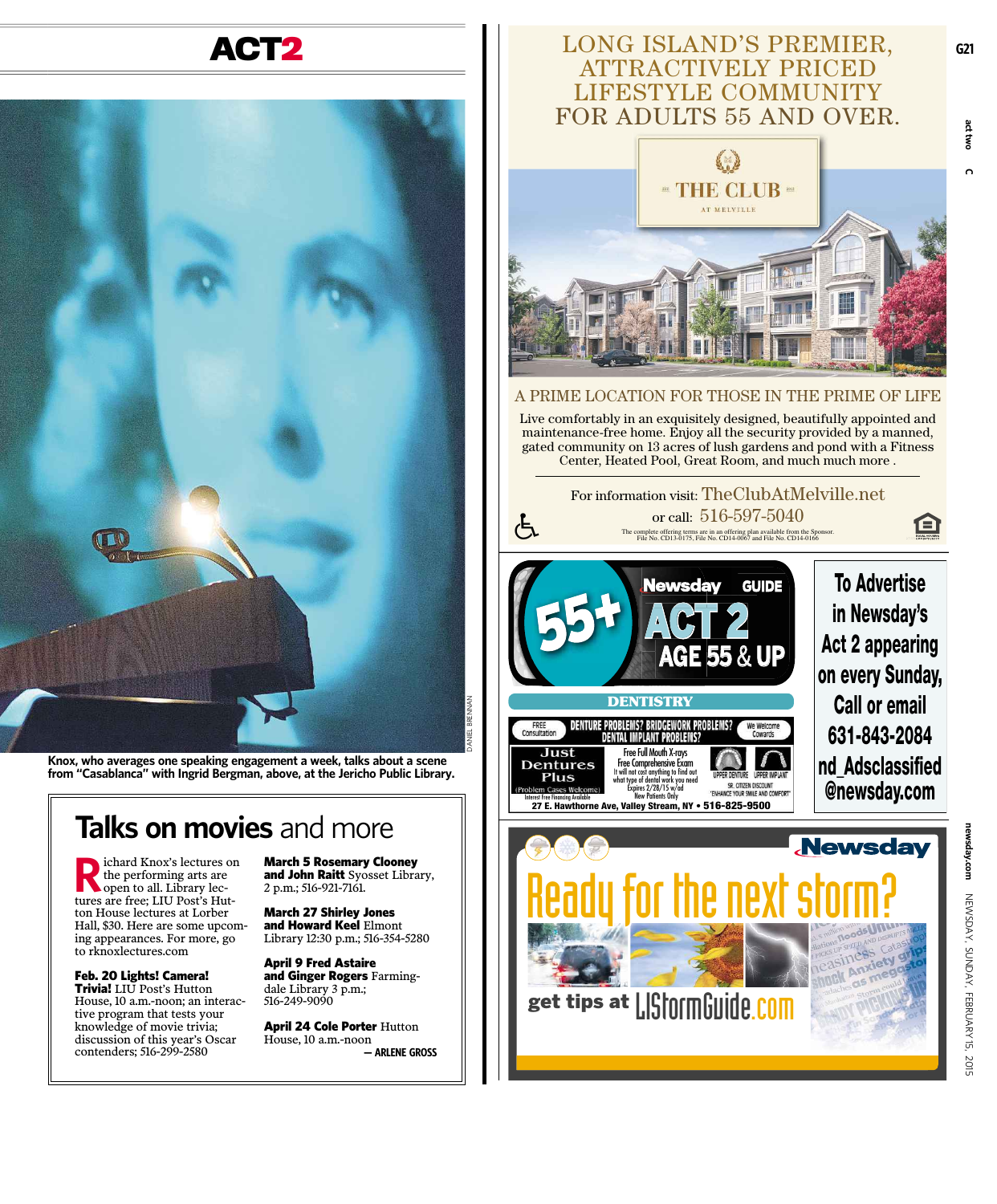# ACT2

DANIEL BRENNAN

**Knox, who averages one speaking engagement a week, talks about a scene from "Casablanca" with Ingrid Bergman, above, at the Jericho Public Library.**

## Talks on movies and more

Richard Knox's lectures on the performing arts are open to all. Library lectures are free; LIU Post's Hutton House lectures at Lorber Hall, $30. Here are some upcoming appearances. For more, go to rknoxlectures.com

**Feb. 20 Lights! Camera! Trivia!** LIU Post's Hutton House, 10 a.m.-noon; an interactive program that tests your knowledge of movie trivia; discussion of this year's Oscar contenders; 516-299-2580

**March 5 Rosemary Clooney and John Raitt** Syosset Library, 2 p.m.; 516-921-7161.

**March 27 Shirley Jones and Howard Keel** Elmont Library 12:30 p.m.; 516-354-5280

**April 9 Fred Astaire and Ginger Rogers** Farmingdale Library 3 p.m.; 516-249-9090

**April 24 Cole Porter** Hutton House, 10 a.m.-noon

— ARLENE GROSS

LONG ISLAND'S PREMIER, ATTRACTIVELY PRICED LIFESTYLE COMMUNITY FOR ADULTS 55 AND OVER.

THE CLUB AT MELVILLE

A PRIME LOCATION FOR THOSE IN THE PRIME OF LIFE

Live comfortably in an exquisitely designed, beautifully appointed and maintenance-free home. Enjoy all the security provided by a manned, gated community on 13 acres of lush gardens and pond with a Fitness Center, Heated Pool, Great Room, and much much more .

For information visit: TheClubAtMelville.net

or call: 516-597-5040

The complete offering terms are in an offering plan available from the Sponsor. File No. CD13-0175, File No. CD14-0067 and File No. CD14-0166

Newsday GUIDE 55+ ACT 2 AGE 55 & UP

DENTISTRY

FREE Consultation | DENTURE PROBLEMS? BRIDGEWORK PROBLEMS? DENTAL IMPLANT PROBLEMS? | We Welcome Cowards

Just Dentures Plus (Problem Cases Welcome) Interest Free Financing Available

Free Full Mouth X-rays
Free Comprehensive Exam
It will not cost anything to find out what type of dental work you need
Expires 2/28/15 w/ad
New Patients Only

UPPER DENTURE UPPER IMPLANT
SR. CITIZEN DISCOUNT
"ENHANCE YOUR SMILE AND COMFORT"

27 E. Hawthorne Ave, Valley Stream, NY • 516-825-9500

To Advertise in Newsday's Act 2 appearing on every Sunday, Call or email 631-843-2084 nd_Adsclassified @newsday.com

Newsday

Ready for the next storm?

get tips at LIStormGuide.com